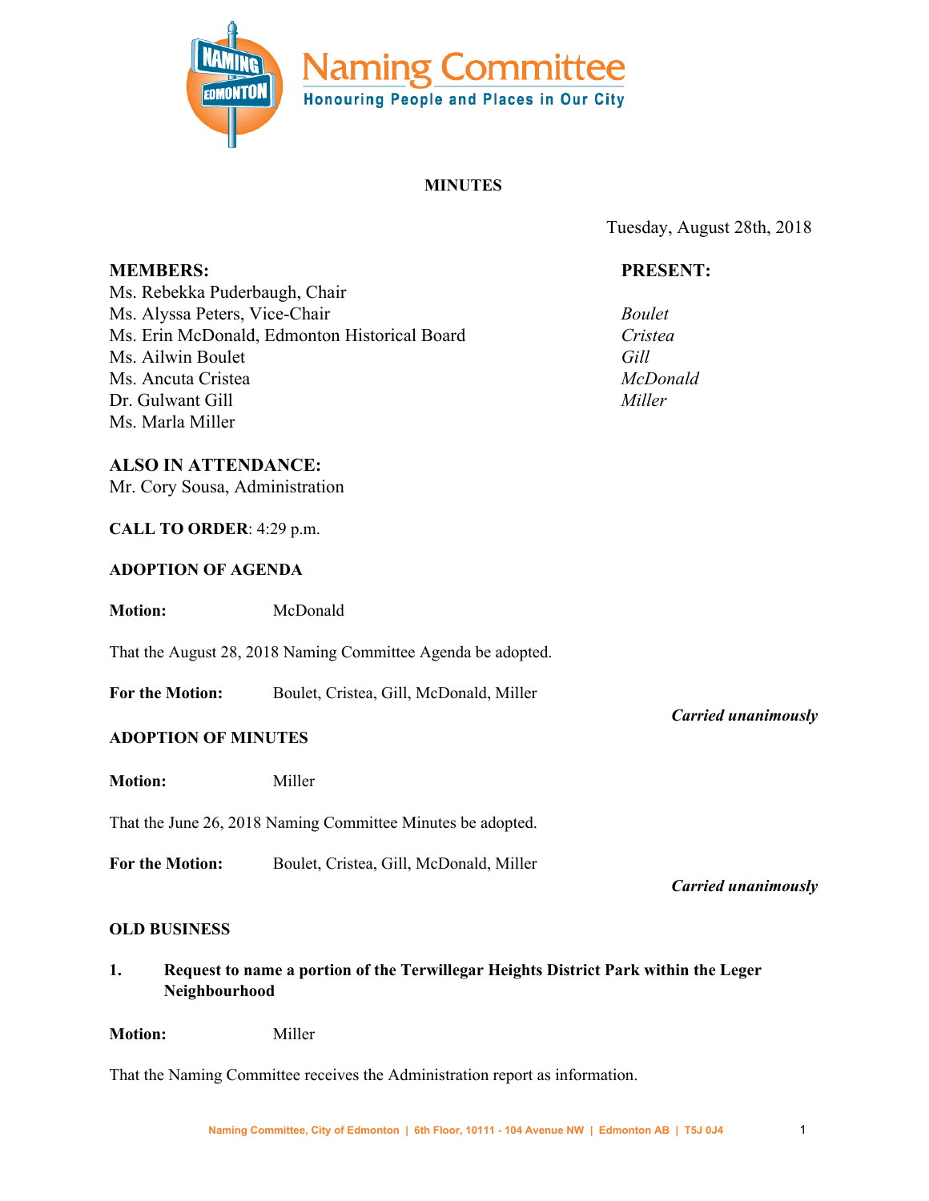# Naming Committee

**Honouring People and Places in Our City**

## MINUTES

Tuesday, August 28th, 2018

**MEMBERS:**
Ms. Rebekka Puderbaugh, Chair
Ms. Alyssa Peters, Vice-Chair
Ms. Erin McDonald, Edmonton Historical Board
Ms. Ailwin Boulet
Ms. Ancuta Cristea
Dr. Gulwant Gill
Ms. Marla Miller

**PRESENT:**

*Boulet*
*Cristea*
*Gill*
*McDonald*
*Miller*

**ALSO IN ATTENDANCE:**
Mr. Cory Sousa, Administration

**CALL TO ORDER**: 4:29 p.m.

**ADOPTION OF AGENDA**

**Motion:** McDonald

That the August 28, 2018 Naming Committee Agenda be adopted.

**For the Motion:** Boulet, Cristea, Gill, McDonald, Miller

***Carried unanimously***

**ADOPTION OF MINUTES**

**Motion:** Miller

That the June 26, 2018 Naming Committee Minutes be adopted.

**For the Motion:** Boulet, Cristea, Gill, McDonald, Miller

***Carried unanimously***

**OLD BUSINESS**

**1. Request to name a portion of the Terwillegar Heights District Park within the Leger Neighbourhood**

**Motion:** Miller

That the Naming Committee receives the Administration report as information.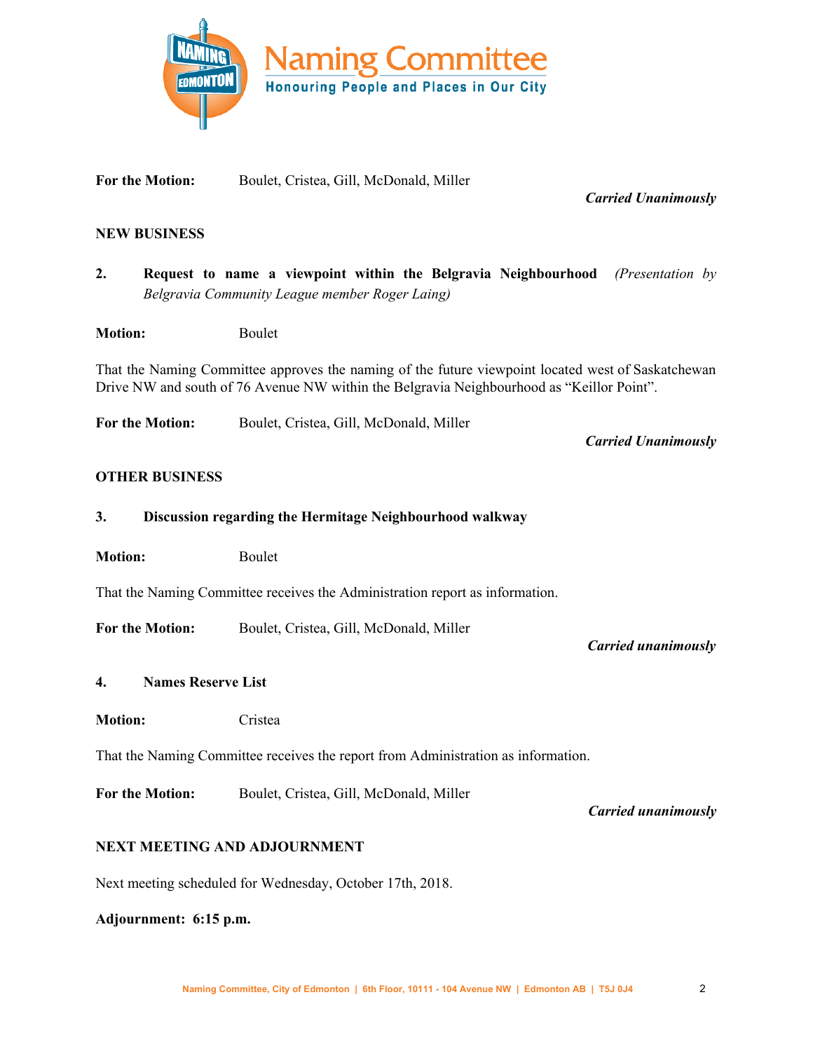**For the Motion:** Boulet, Cristea, Gill, McDonald, Miller

***Carried Unanimously***

**NEW BUSINESS**

**2. Request to name a viewpoint within the Belgravia Neighbourhood** *(Presentation by Belgravia Community League member Roger Laing)*

**Motion:** Boulet

That the Naming Committee approves the naming of the future viewpoint located west of Saskatchewan Drive NW and south of 76 Avenue NW within the Belgravia Neighbourhood as "Keillor Point".

**For the Motion:** Boulet, Cristea, Gill, McDonald, Miller

***Carried Unanimously***

**OTHER BUSINESS**

**3. Discussion regarding the Hermitage Neighbourhood walkway**

**Motion:** Boulet

That the Naming Committee receives the Administration report as information.

**For the Motion:** Boulet, Cristea, Gill, McDonald, Miller

***Carried unanimously***

**4. Names Reserve List**

**Motion:** Cristea

That the Naming Committee receives the report from Administration as information.

**For the Motion:** Boulet, Cristea, Gill, McDonald, Miller

***Carried unanimously***

**NEXT MEETING AND ADJOURNMENT**

Next meeting scheduled for Wednesday, October 17th, 2018.

**Adjournment: 6:15 p.m.**